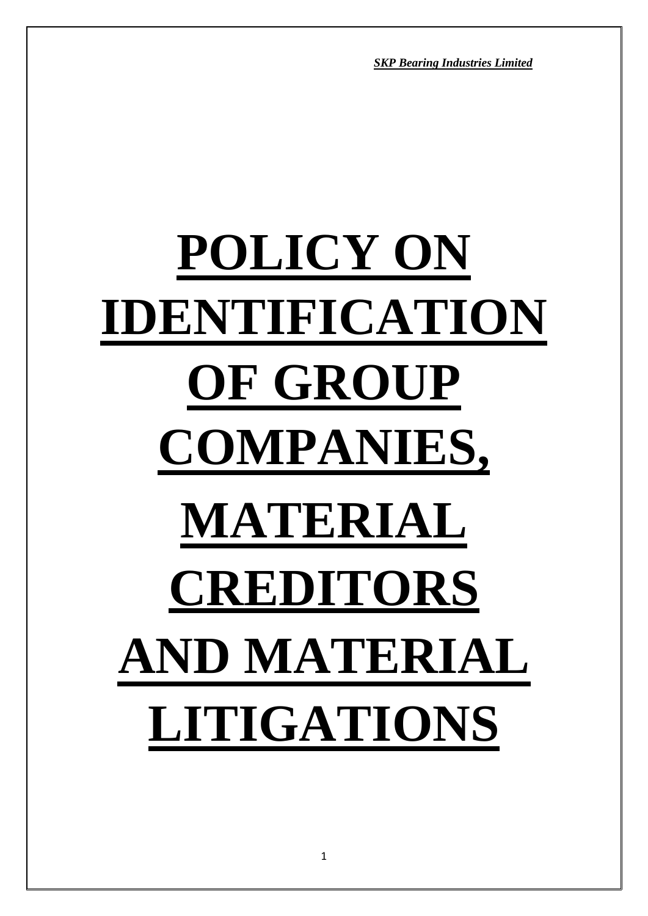# POLICY ON IDENTIFICATION OF GROUP COMPANIES, MATERIAL CREDITORS AND MATERIAL LITIGATIONS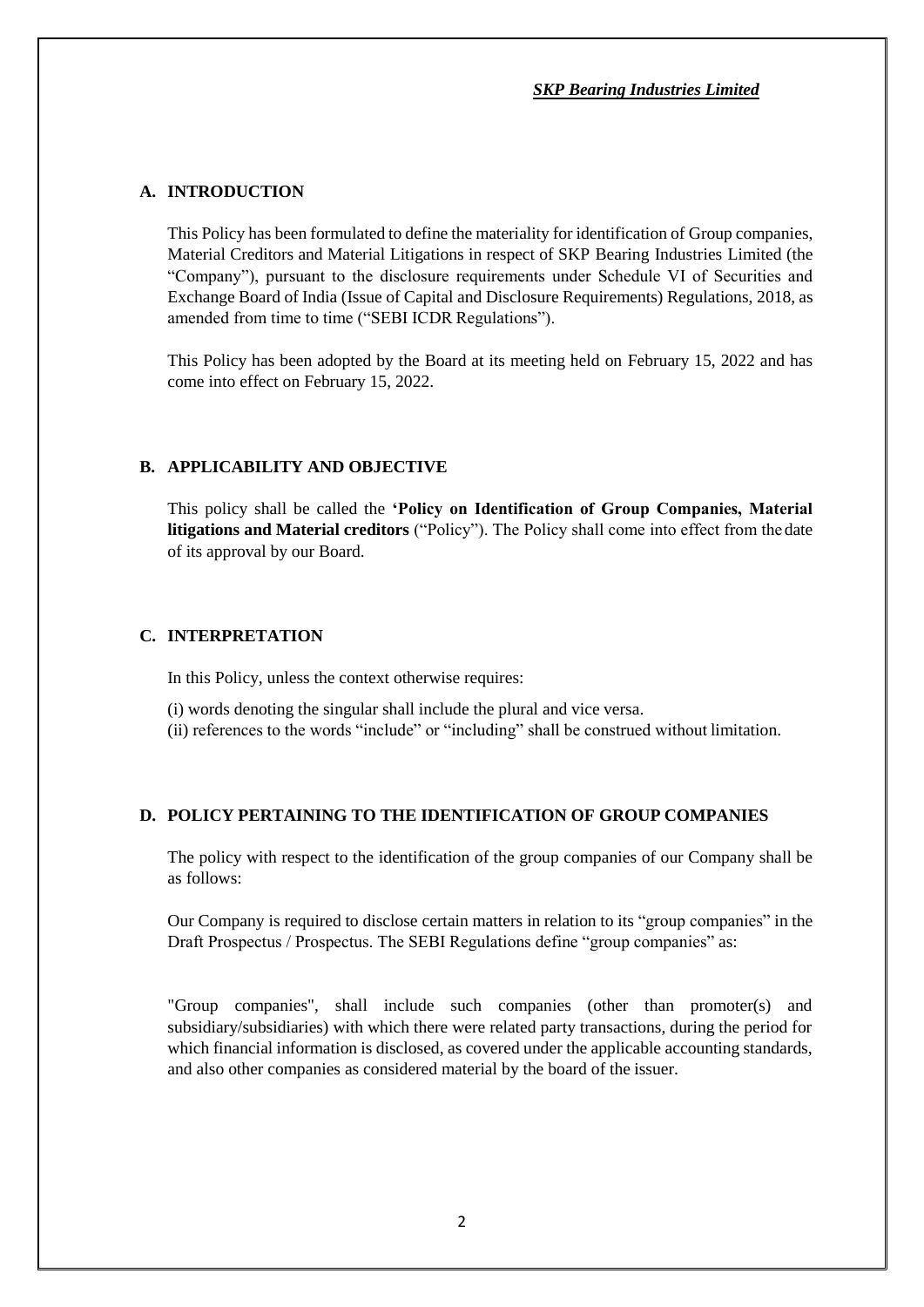## A. INTRODUCTION

This Policy has been formulated to define the materiality for identification of Group companies, Material Creditors and Material Litigations in respect of SKP Bearing Industries Limited (the "Company"), pursuant to the disclosure requirements under Schedule VI of Securities and Exchange Board of India (Issue of Capital and Disclosure Requirements) Regulations, 2018, as amended from time to time ("SEBI ICDR Regulations").

This Policy has been adopted by the Board at its meeting held on February 15, 2022 and has come into effect on February 15, 2022.

## B. APPLICABILITY AND OBJECTIVE

This policy shall be called the **'Policy on Identification of Group Companies, Material litigations and Material creditors** ("Policy"). The Policy shall come into effect from the date of its approval by our Board.

## C. INTERPRETATION

In this Policy, unless the context otherwise requires:

(i) words denoting the singular shall include the plural and vice versa.
(ii) references to the words "include" or "including" shall be construed without limitation.

## D. POLICY PERTAINING TO THE IDENTIFICATION OF GROUP COMPANIES

The policy with respect to the identification of the group companies of our Company shall be as follows:

Our Company is required to disclose certain matters in relation to its "group companies" in the Draft Prospectus / Prospectus. The SEBI Regulations define "group companies" as:

"Group companies", shall include such companies (other than promoter(s) and subsidiary/subsidiaries) with which there were related party transactions, during the period for which financial information is disclosed, as covered under the applicable accounting standards, and also other companies as considered material by the board of the issuer.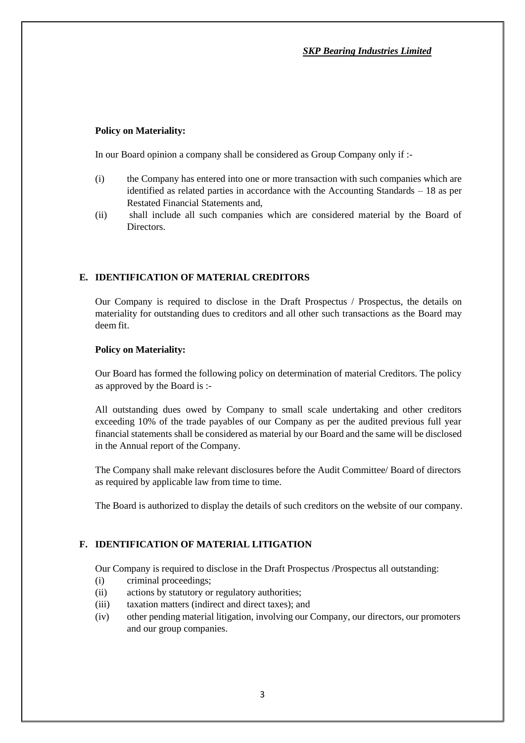**Policy on Materiality:**

In our Board opinion a company shall be considered as Group Company only if :-

(i) the Company has entered into one or more transaction with such companies which are identified as related parties in accordance with the Accounting Standards – 18 as per Restated Financial Statements and,

(ii) shall include all such companies which are considered material by the Board of Directors.

## E. IDENTIFICATION OF MATERIAL CREDITORS

Our Company is required to disclose in the Draft Prospectus / Prospectus, the details on materiality for outstanding dues to creditors and all other such transactions as the Board may deem fit.

**Policy on Materiality:**

Our Board has formed the following policy on determination of material Creditors. The policy as approved by the Board is :-

All outstanding dues owed by Company to small scale undertaking and other creditors exceeding 10% of the trade payables of our Company as per the audited previous full year financial statements shall be considered as material by our Board and the same will be disclosed in the Annual report of the Company.

The Company shall make relevant disclosures before the Audit Committee/ Board of directors as required by applicable law from time to time.

The Board is authorized to display the details of such creditors on the website of our company.

## F. IDENTIFICATION OF MATERIAL LITIGATION

Our Company is required to disclose in the Draft Prospectus /Prospectus all outstanding:

(i) criminal proceedings;

(ii) actions by statutory or regulatory authorities;

(iii) taxation matters (indirect and direct taxes); and

(iv) other pending material litigation, involving our Company, our directors, our promoters and our group companies.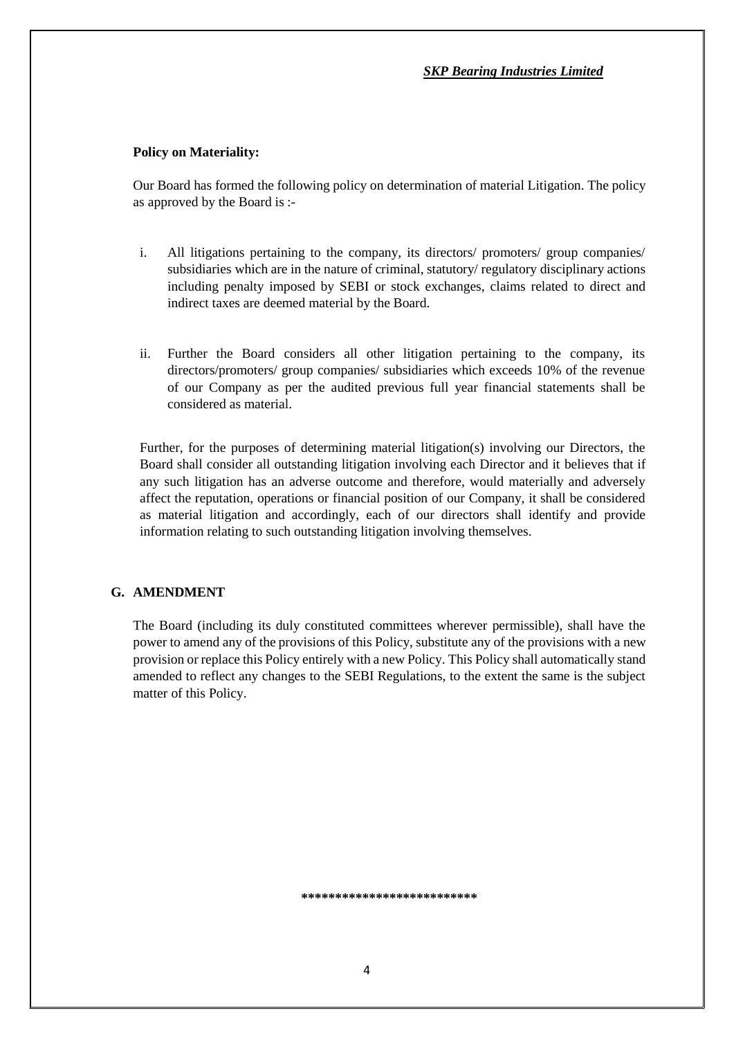**Policy on Materiality:**

Our Board has formed the following policy on determination of material Litigation. The policy as approved by the Board is :-

i. All litigations pertaining to the company, its directors/ promoters/ group companies/ subsidiaries which are in the nature of criminal, statutory/ regulatory disciplinary actions including penalty imposed by SEBI or stock exchanges, claims related to direct and indirect taxes are deemed material by the Board.

ii. Further the Board considers all other litigation pertaining to the company, its directors/promoters/ group companies/ subsidiaries which exceeds 10% of the revenue of our Company as per the audited previous full year financial statements shall be considered as material.

Further, for the purposes of determining material litigation(s) involving our Directors, the Board shall consider all outstanding litigation involving each Director and it believes that if any such litigation has an adverse outcome and therefore, would materially and adversely affect the reputation, operations or financial position of our Company, it shall be considered as material litigation and accordingly, each of our directors shall identify and provide information relating to such outstanding litigation involving themselves.

## G. AMENDMENT

The Board (including its duly constituted committees wherever permissible), shall have the power to amend any of the provisions of this Policy, substitute any of the provisions with a new provision or replace this Policy entirely with a new Policy. This Policy shall automatically stand amended to reflect any changes to the SEBI Regulations, to the extent the same is the subject matter of this Policy.

*************************